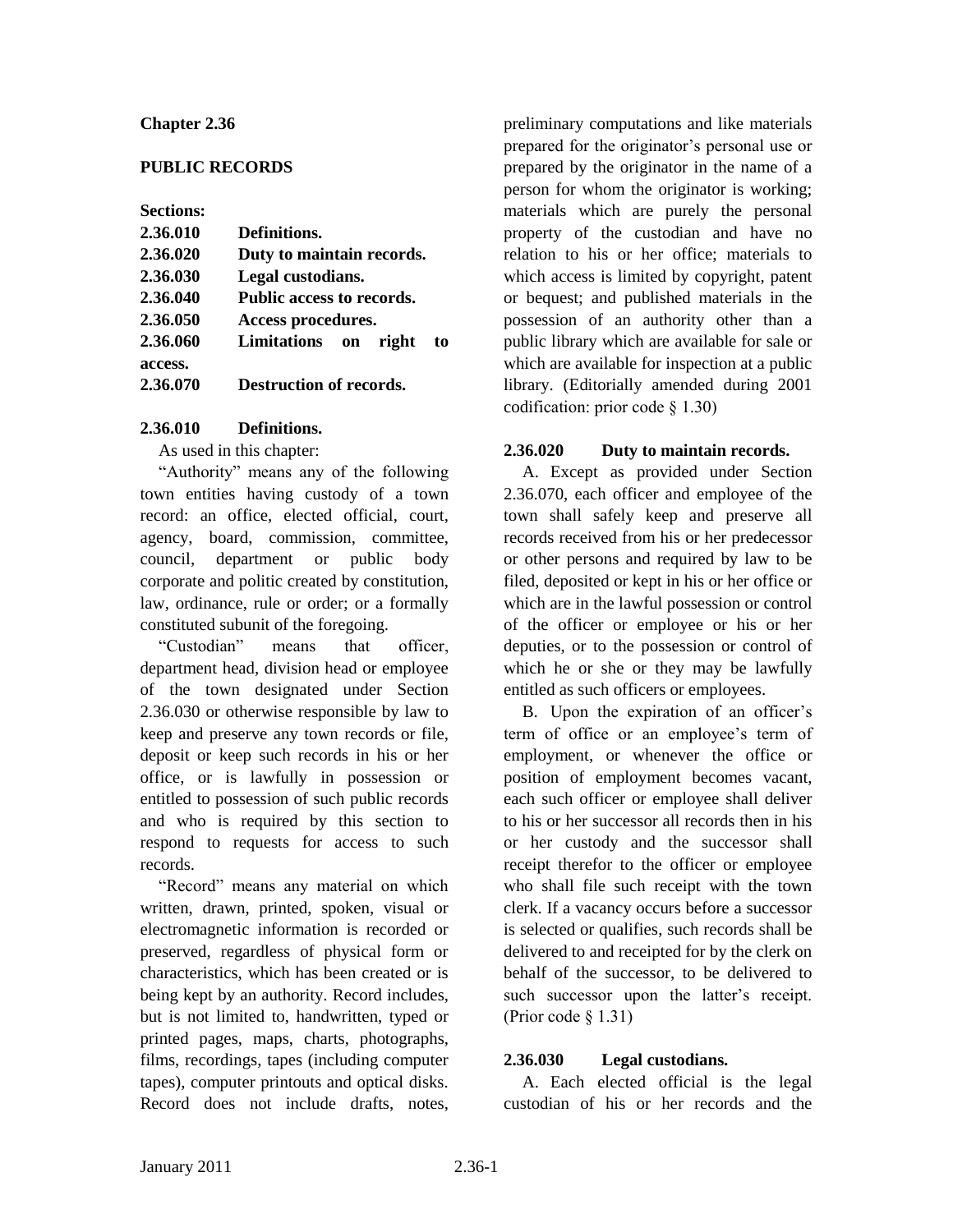# Chapter 2.36

## PUBLIC RECORDS

**Sections:**

| | |
|---|---|
| **2.36.010** | **Definitions.** |
| **2.36.020** | **Duty to maintain records.** |
| **2.36.030** | **Legal custodians.** |
| **2.36.040** | **Public access to records.** |
| **2.36.050** | **Access procedures.** |
| **2.36.060** | **Limitations on right to access.** |
| **2.36.070** | **Destruction of records.** |

### 2.36.010 Definitions.

As used in this chapter:

"Authority" means any of the following town entities having custody of a town record: an office, elected official, court, agency, board, commission, committee, council, department or public body corporate and politic created by constitution, law, ordinance, rule or order; or a formally constituted subunit of the foregoing.

"Custodian" means that officer, department head, division head or employee of the town designated under Section 2.36.030 or otherwise responsible by law to keep and preserve any town records or file, deposit or keep such records in his or her office, or is lawfully in possession or entitled to possession of such public records and who is required by this section to respond to requests for access to such records.

"Record" means any material on which written, drawn, printed, spoken, visual or electromagnetic information is recorded or preserved, regardless of physical form or characteristics, which has been created or is being kept by an authority. Record includes, but is not limited to, handwritten, typed or printed pages, maps, charts, photographs, films, recordings, tapes (including computer tapes), computer printouts and optical disks. Record does not include drafts, notes, preliminary computations and like materials prepared for the originator's personal use or prepared by the originator in the name of a person for whom the originator is working; materials which are purely the personal property of the custodian and have no relation to his or her office; materials to which access is limited by copyright, patent or bequest; and published materials in the possession of an authority other than a public library which are available for sale or which are available for inspection at a public library. (Editorially amended during 2001 codification: prior code § 1.30)

### 2.36.020 Duty to maintain records.

A. Except as provided under Section 2.36.070, each officer and employee of the town shall safely keep and preserve all records received from his or her predecessor or other persons and required by law to be filed, deposited or kept in his or her office or which are in the lawful possession or control of the officer or employee or his or her deputies, or to the possession or control of which he or she or they may be lawfully entitled as such officers or employees.

B. Upon the expiration of an officer's term of office or an employee's term of employment, or whenever the office or position of employment becomes vacant, each such officer or employee shall deliver to his or her successor all records then in his or her custody and the successor shall receipt therefor to the officer or employee who shall file such receipt with the town clerk. If a vacancy occurs before a successor is selected or qualifies, such records shall be delivered to and receipted for by the clerk on behalf of the successor, to be delivered to such successor upon the latter's receipt. (Prior code § 1.31)

### 2.36.030 Legal custodians.

A. Each elected official is the legal custodian of his or her records and the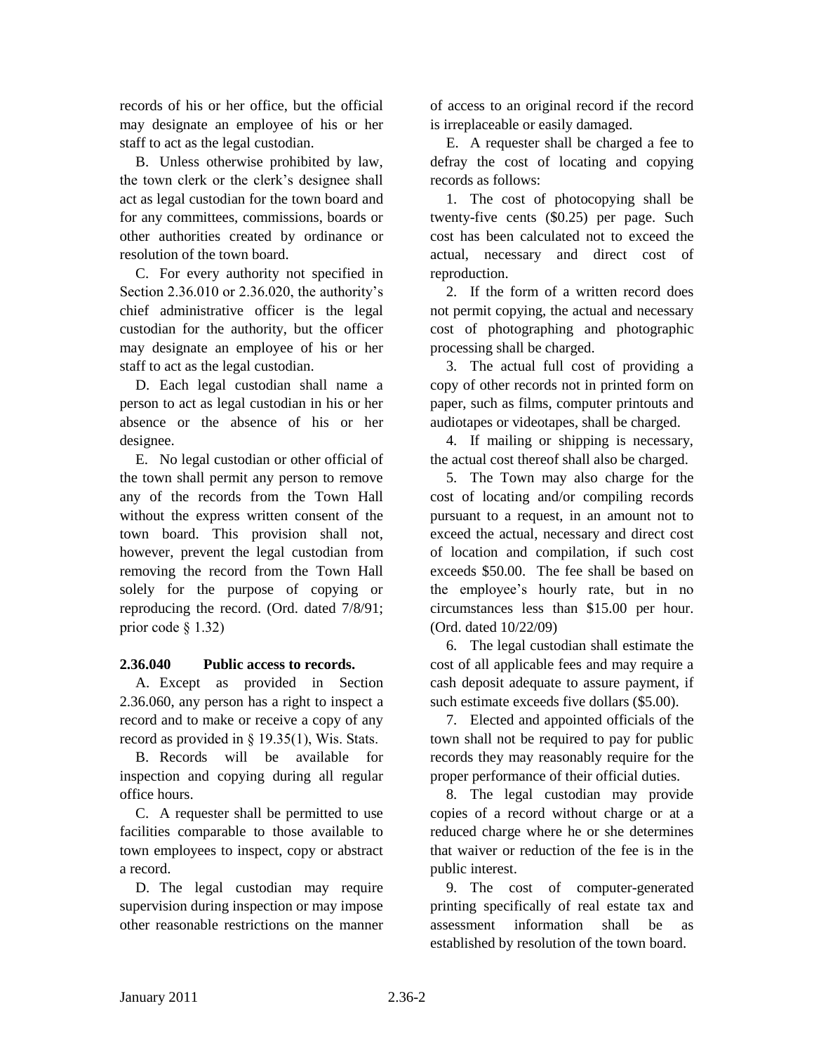records of his or her office, but the official may designate an employee of his or her staff to act as the legal custodian.

B. Unless otherwise prohibited by law, the town clerk or the clerk's designee shall act as legal custodian for the town board and for any committees, commissions, boards or other authorities created by ordinance or resolution of the town board.

C. For every authority not specified in Section 2.36.010 or 2.36.020, the authority's chief administrative officer is the legal custodian for the authority, but the officer may designate an employee of his or her staff to act as the legal custodian.

D. Each legal custodian shall name a person to act as legal custodian in his or her absence or the absence of his or her designee.

E. No legal custodian or other official of the town shall permit any person to remove any of the records from the Town Hall without the express written consent of the town board. This provision shall not, however, prevent the legal custodian from removing the record from the Town Hall solely for the purpose of copying or reproducing the record. (Ord. dated 7/8/91; prior code § 1.32)

**2.36.040 Public access to records.**

A. Except as provided in Section 2.36.060, any person has a right to inspect a record and to make or receive a copy of any record as provided in § 19.35(1), Wis. Stats.

B. Records will be available for inspection and copying during all regular office hours.

C. A requester shall be permitted to use facilities comparable to those available to town employees to inspect, copy or abstract a record.

D. The legal custodian may require supervision during inspection or may impose other reasonable restrictions on the manner of access to an original record if the record is irreplaceable or easily damaged.

E. A requester shall be charged a fee to defray the cost of locating and copying records as follows:

1. The cost of photocopying shall be twenty-five cents ($0.25) per page. Such cost has been calculated not to exceed the actual, necessary and direct cost of reproduction.

2. If the form of a written record does not permit copying, the actual and necessary cost of photographing and photographic processing shall be charged.

3. The actual full cost of providing a copy of other records not in printed form on paper, such as films, computer printouts and audiotapes or videotapes, shall be charged.

4. If mailing or shipping is necessary, the actual cost thereof shall also be charged.

5. The Town may also charge for the cost of locating and/or compiling records pursuant to a request, in an amount not to exceed the actual, necessary and direct cost of location and compilation, if such cost exceeds $50.00. The fee shall be based on the employee's hourly rate, but in no circumstances less than $15.00 per hour. (Ord. dated 10/22/09)

6. The legal custodian shall estimate the cost of all applicable fees and may require a cash deposit adequate to assure payment, if such estimate exceeds five dollars ($5.00).

7. Elected and appointed officials of the town shall not be required to pay for public records they may reasonably require for the proper performance of their official duties.

8. The legal custodian may provide copies of a record without charge or at a reduced charge where he or she determines that waiver or reduction of the fee is in the public interest.

9. The cost of computer-generated printing specifically of real estate tax and assessment information shall be as established by resolution of the town board.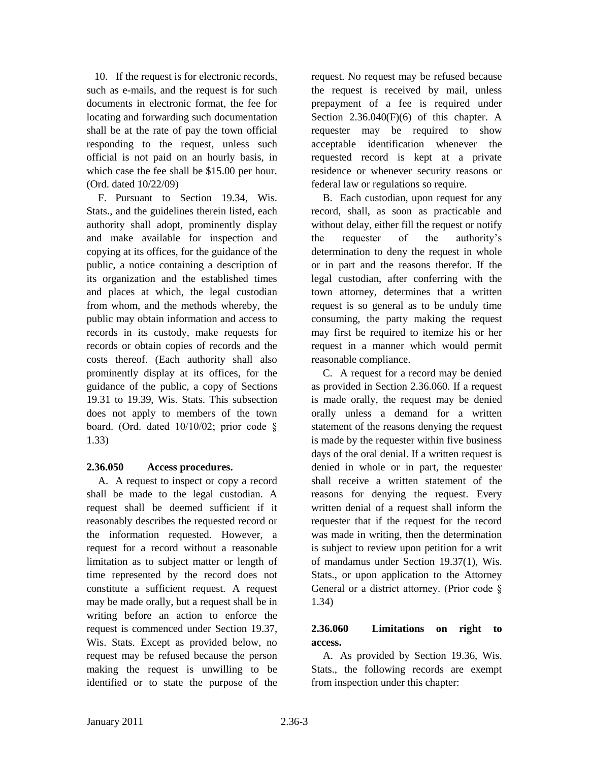10. If the request is for electronic records, such as e-mails, and the request is for such documents in electronic format, the fee for locating and forwarding such documentation shall be at the rate of pay the town official responding to the request, unless such official is not paid on an hourly basis, in which case the fee shall be $15.00 per hour. (Ord. dated 10/22/09)

F. Pursuant to Section 19.34, Wis. Stats., and the guidelines therein listed, each authority shall adopt, prominently display and make available for inspection and copying at its offices, for the guidance of the public, a notice containing a description of its organization and the established times and places at which, the legal custodian from whom, and the methods whereby, the public may obtain information and access to records in its custody, make requests for records or obtain copies of records and the costs thereof. (Each authority shall also prominently display at its offices, for the guidance of the public, a copy of Sections 19.31 to 19.39, Wis. Stats. This subsection does not apply to members of the town board. (Ord. dated 10/10/02; prior code § 1.33)

**2.36.050 Access procedures.**

A. A request to inspect or copy a record shall be made to the legal custodian. A request shall be deemed sufficient if it reasonably describes the requested record or the information requested. However, a request for a record without a reasonable limitation as to subject matter or length of time represented by the record does not constitute a sufficient request. A request may be made orally, but a request shall be in writing before an action to enforce the request is commenced under Section 19.37, Wis. Stats. Except as provided below, no request may be refused because the person making the request is unwilling to be identified or to state the purpose of the request. No request may be refused because the request is received by mail, unless prepayment of a fee is required under Section 2.36.040(F)(6) of this chapter. A requester may be required to show acceptable identification whenever the requested record is kept at a private residence or whenever security reasons or federal law or regulations so require.

B. Each custodian, upon request for any record, shall, as soon as practicable and without delay, either fill the request or notify the requester of the authority's determination to deny the request in whole or in part and the reasons therefor. If the legal custodian, after conferring with the town attorney, determines that a written request is so general as to be unduly time consuming, the party making the request may first be required to itemize his or her request in a manner which would permit reasonable compliance.

C. A request for a record may be denied as provided in Section 2.36.060. If a request is made orally, the request may be denied orally unless a demand for a written statement of the reasons denying the request is made by the requester within five business days of the oral denial. If a written request is denied in whole or in part, the requester shall receive a written statement of the reasons for denying the request. Every written denial of a request shall inform the requester that if the request for the record was made in writing, then the determination is subject to review upon petition for a writ of mandamus under Section 19.37(1), Wis. Stats., or upon application to the Attorney General or a district attorney. (Prior code § 1.34)

**2.36.060 Limitations on right to access.**

A. As provided by Section 19.36, Wis. Stats., the following records are exempt from inspection under this chapter: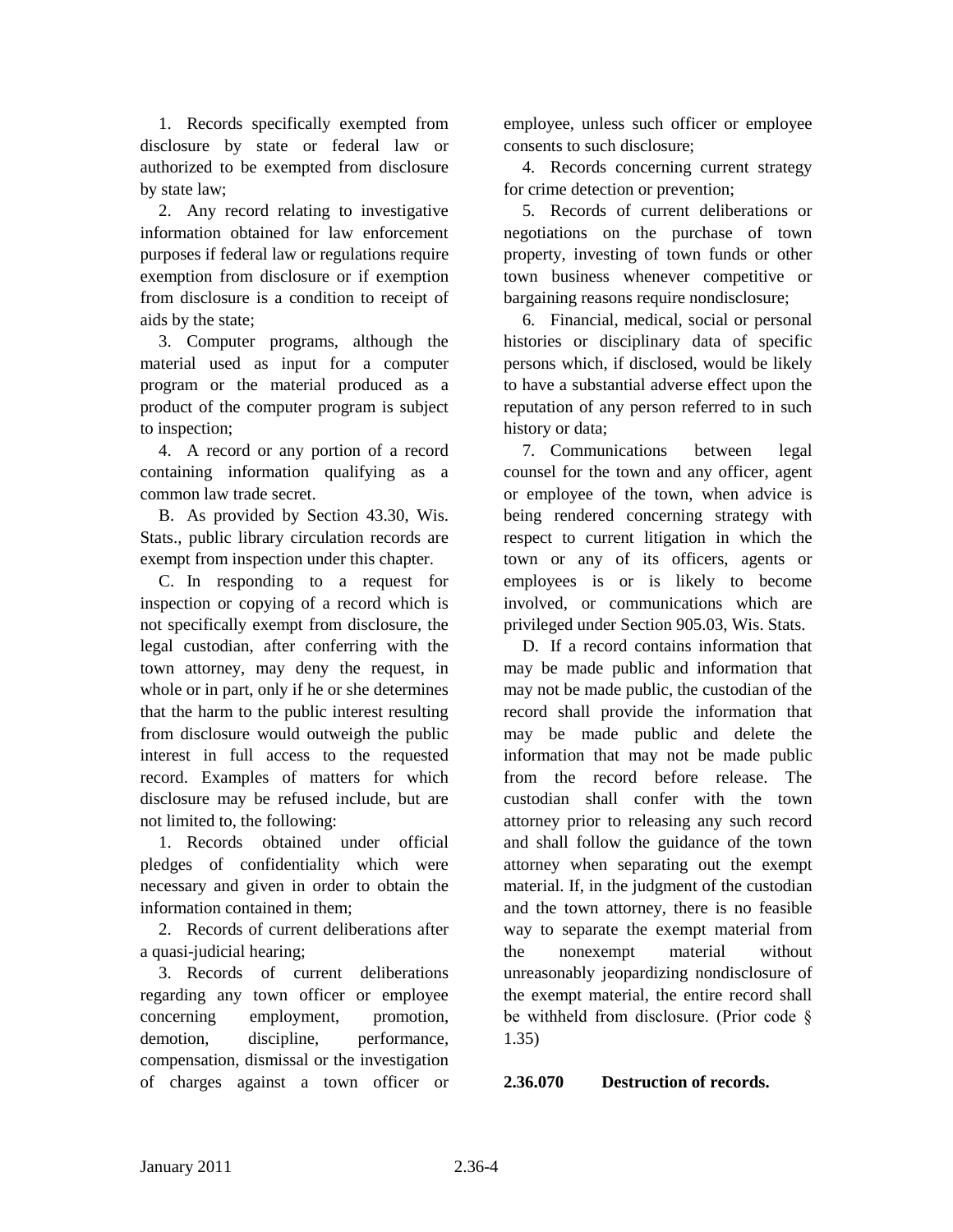1. Records specifically exempted from disclosure by state or federal law or authorized to be exempted from disclosure by state law;

2. Any record relating to investigative information obtained for law enforcement purposes if federal law or regulations require exemption from disclosure or if exemption from disclosure is a condition to receipt of aids by the state;

3. Computer programs, although the material used as input for a computer program or the material produced as a product of the computer program is subject to inspection;

4. A record or any portion of a record containing information qualifying as a common law trade secret.

B. As provided by Section 43.30, Wis. Stats., public library circulation records are exempt from inspection under this chapter.

C. In responding to a request for inspection or copying of a record which is not specifically exempt from disclosure, the legal custodian, after conferring with the town attorney, may deny the request, in whole or in part, only if he or she determines that the harm to the public interest resulting from disclosure would outweigh the public interest in full access to the requested record. Examples of matters for which disclosure may be refused include, but are not limited to, the following:

1. Records obtained under official pledges of confidentiality which were necessary and given in order to obtain the information contained in them;

2. Records of current deliberations after a quasi-judicial hearing;

3. Records of current deliberations regarding any town officer or employee concerning employment, promotion, demotion, discipline, performance, compensation, dismissal or the investigation of charges against a town officer or employee, unless such officer or employee consents to such disclosure;

4. Records concerning current strategy for crime detection or prevention;

5. Records of current deliberations or negotiations on the purchase of town property, investing of town funds or other town business whenever competitive or bargaining reasons require nondisclosure;

6. Financial, medical, social or personal histories or disciplinary data of specific persons which, if disclosed, would be likely to have a substantial adverse effect upon the reputation of any person referred to in such history or data;

7. Communications between legal counsel for the town and any officer, agent or employee of the town, when advice is being rendered concerning strategy with respect to current litigation in which the town or any of its officers, agents or employees is or is likely to become involved, or communications which are privileged under Section 905.03, Wis. Stats.

D. If a record contains information that may be made public and information that may not be made public, the custodian of the record shall provide the information that may be made public and delete the information that may not be made public from the record before release. The custodian shall confer with the town attorney prior to releasing any such record and shall follow the guidance of the town attorney when separating out the exempt material. If, in the judgment of the custodian and the town attorney, there is no feasible way to separate the exempt material from the nonexempt material without unreasonably jeopardizing nondisclosure of the exempt material, the entire record shall be withheld from disclosure. (Prior code § 1.35)

**2.36.070 Destruction of records.**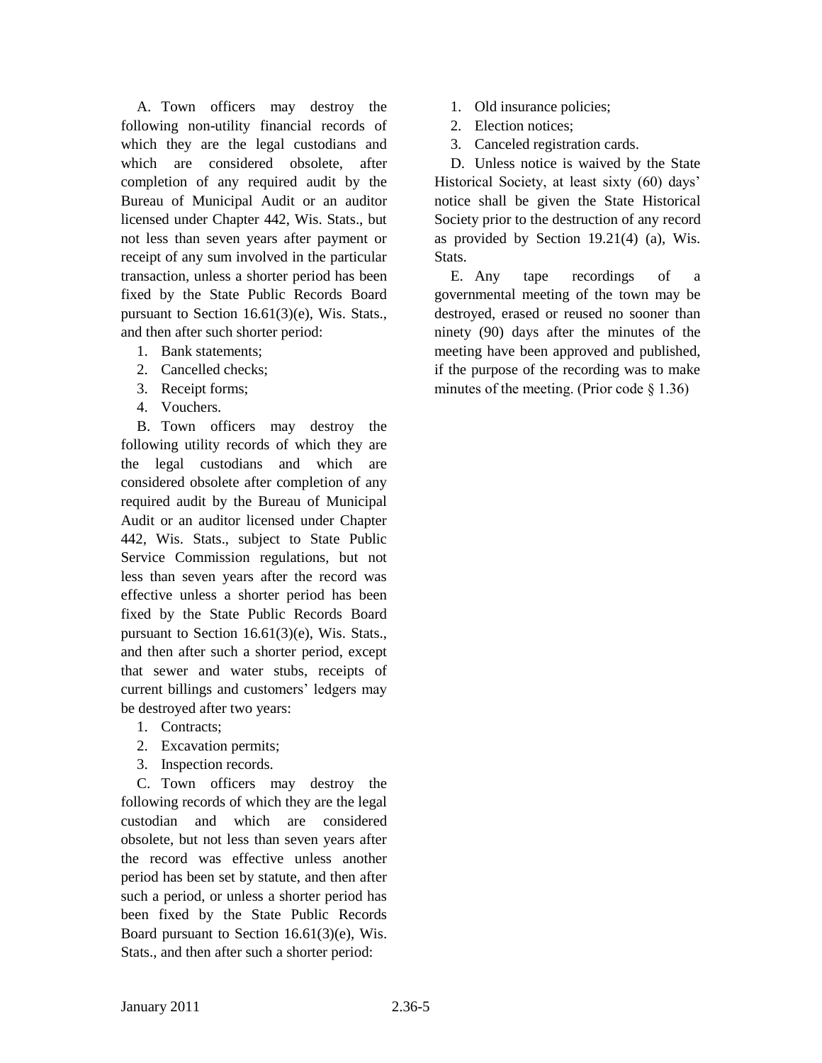A. Town officers may destroy the following non-utility financial records of which they are the legal custodians and which are considered obsolete, after completion of any required audit by the Bureau of Municipal Audit or an auditor licensed under Chapter 442, Wis. Stats., but not less than seven years after payment or receipt of any sum involved in the particular transaction, unless a shorter period has been fixed by the State Public Records Board pursuant to Section 16.61(3)(e), Wis. Stats., and then after such shorter period:

1. Bank statements;
2. Cancelled checks;
3. Receipt forms;
4. Vouchers.

B. Town officers may destroy the following utility records of which they are the legal custodians and which are considered obsolete after completion of any required audit by the Bureau of Municipal Audit or an auditor licensed under Chapter 442, Wis. Stats., subject to State Public Service Commission regulations, but not less than seven years after the record was effective unless a shorter period has been fixed by the State Public Records Board pursuant to Section 16.61(3)(e), Wis. Stats., and then after such a shorter period, except that sewer and water stubs, receipts of current billings and customers' ledgers may be destroyed after two years:

1. Contracts;
2. Excavation permits;
3. Inspection records.

C. Town officers may destroy the following records of which they are the legal custodian and which are considered obsolete, but not less than seven years after the record was effective unless another period has been set by statute, and then after such a period, or unless a shorter period has been fixed by the State Public Records Board pursuant to Section 16.61(3)(e), Wis. Stats., and then after such a shorter period:

1. Old insurance policies;
2. Election notices;
3. Canceled registration cards.

D. Unless notice is waived by the State Historical Society, at least sixty (60) days' notice shall be given the State Historical Society prior to the destruction of any record as provided by Section 19.21(4) (a), Wis. Stats.

E. Any tape recordings of a governmental meeting of the town may be destroyed, erased or reused no sooner than ninety (90) days after the minutes of the meeting have been approved and published, if the purpose of the recording was to make minutes of the meeting. (Prior code § 1.36)